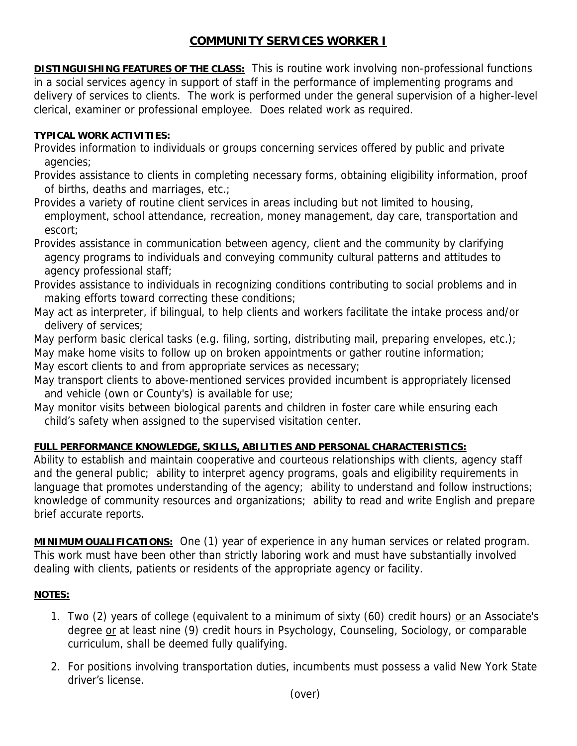# COMMUNITY SERVICES WORKER I

**DISTINGUISHING FEATURES OF THE CLASS:** This is routine work involving non-professional functions in a social services agency in support of staff in the performance of implementing programs and delivery of services to clients. The work is performed under the general supervision of a higher-level clerical, examiner or professional employee. Does related work as required.

**TYPICAL WORK ACTIVITIES:**

Provides information to individuals or groups concerning services offered by public and private agencies;

Provides assistance to clients in completing necessary forms, obtaining eligibility information, proof of births, deaths and marriages, etc.;

Provides a variety of routine client services in areas including but not limited to housing, employment, school attendance, recreation, money management, day care, transportation and escort;

Provides assistance in communication between agency, client and the community by clarifying agency programs to individuals and conveying community cultural patterns and attitudes to agency professional staff;

Provides assistance to individuals in recognizing conditions contributing to social problems and in making efforts toward correcting these conditions;

May act as interpreter, if bilingual, to help clients and workers facilitate the intake process and/or delivery of services;

May perform basic clerical tasks (e.g. filing, sorting, distributing mail, preparing envelopes, etc.);

May make home visits to follow up on broken appointments or gather routine information;

May escort clients to and from appropriate services as necessary;

May transport clients to above-mentioned services provided incumbent is appropriately licensed and vehicle (own or County's) is available for use;

May monitor visits between biological parents and children in foster care while ensuring each child's safety when assigned to the supervised visitation center.

**FULL PERFORMANCE KNOWLEDGE, SKILLS, ABILITIES AND PERSONAL CHARACTERISTICS:**

Ability to establish and maintain cooperative and courteous relationships with clients, agency staff and the general public; ability to interpret agency programs, goals and eligibility requirements in language that promotes understanding of the agency; ability to understand and follow instructions; knowledge of community resources and organizations; ability to read and write English and prepare brief accurate reports.

**MINIMUM QUALIFICATIONS:** One (1) year of experience in any human services or related program. This work must have been other than strictly laboring work and must have substantially involved dealing with clients, patients or residents of the appropriate agency or facility.

**NOTES:**

1. Two (2) years of college (equivalent to a minimum of sixty (60) credit hours) or an Associate's degree or at least nine (9) credit hours in Psychology, Counseling, Sociology, or comparable curriculum, shall be deemed fully qualifying.

2. For positions involving transportation duties, incumbents must possess a valid New York State driver's license.

(over)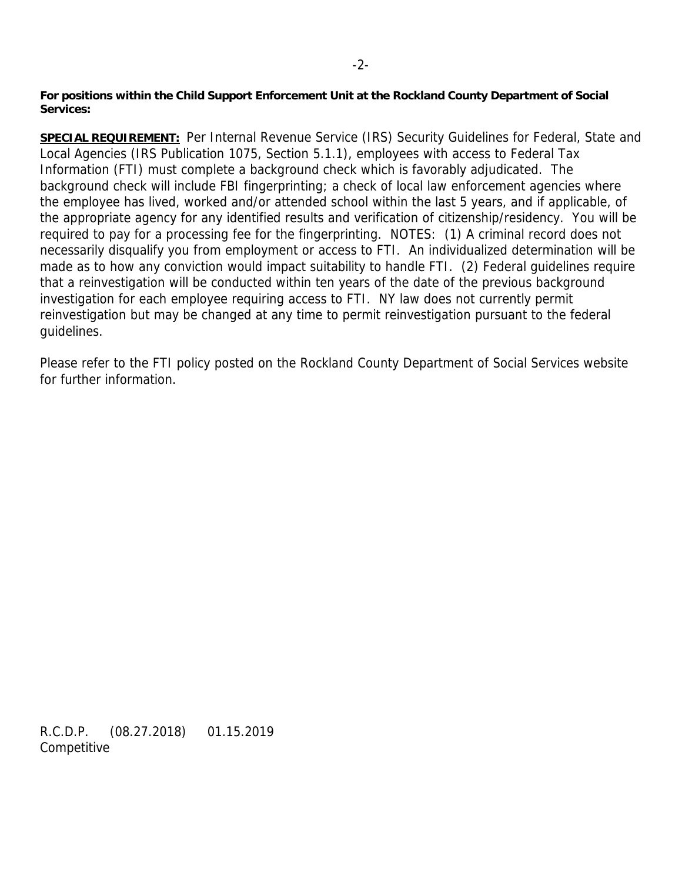**For positions within the Child Support Enforcement Unit at the Rockland County Department of Social Services:**

**SPECIAL REQUIREMENT:** Per Internal Revenue Service (IRS) Security Guidelines for Federal, State and Local Agencies (IRS Publication 1075, Section 5.1.1), employees with access to Federal Tax Information (FTI) must complete a background check which is favorably adjudicated. The background check will include FBI fingerprinting; a check of local law enforcement agencies where the employee has lived, worked and/or attended school within the last 5 years, and if applicable, of the appropriate agency for any identified results and verification of citizenship/residency. You will be required to pay for a processing fee for the fingerprinting. NOTES: (1) A criminal record does not necessarily disqualify you from employment or access to FTI. An individualized determination will be made as to how any conviction would impact suitability to handle FTI. (2) Federal guidelines require that a reinvestigation will be conducted within ten years of the date of the previous background investigation for each employee requiring access to FTI. NY law does not currently permit reinvestigation but may be changed at any time to permit reinvestigation pursuant to the federal guidelines.

Please refer to the FTI policy posted on the Rockland County Department of Social Services website for further information.

R.C.D.P. (08.27.2018) 01.15.2019
Competitive